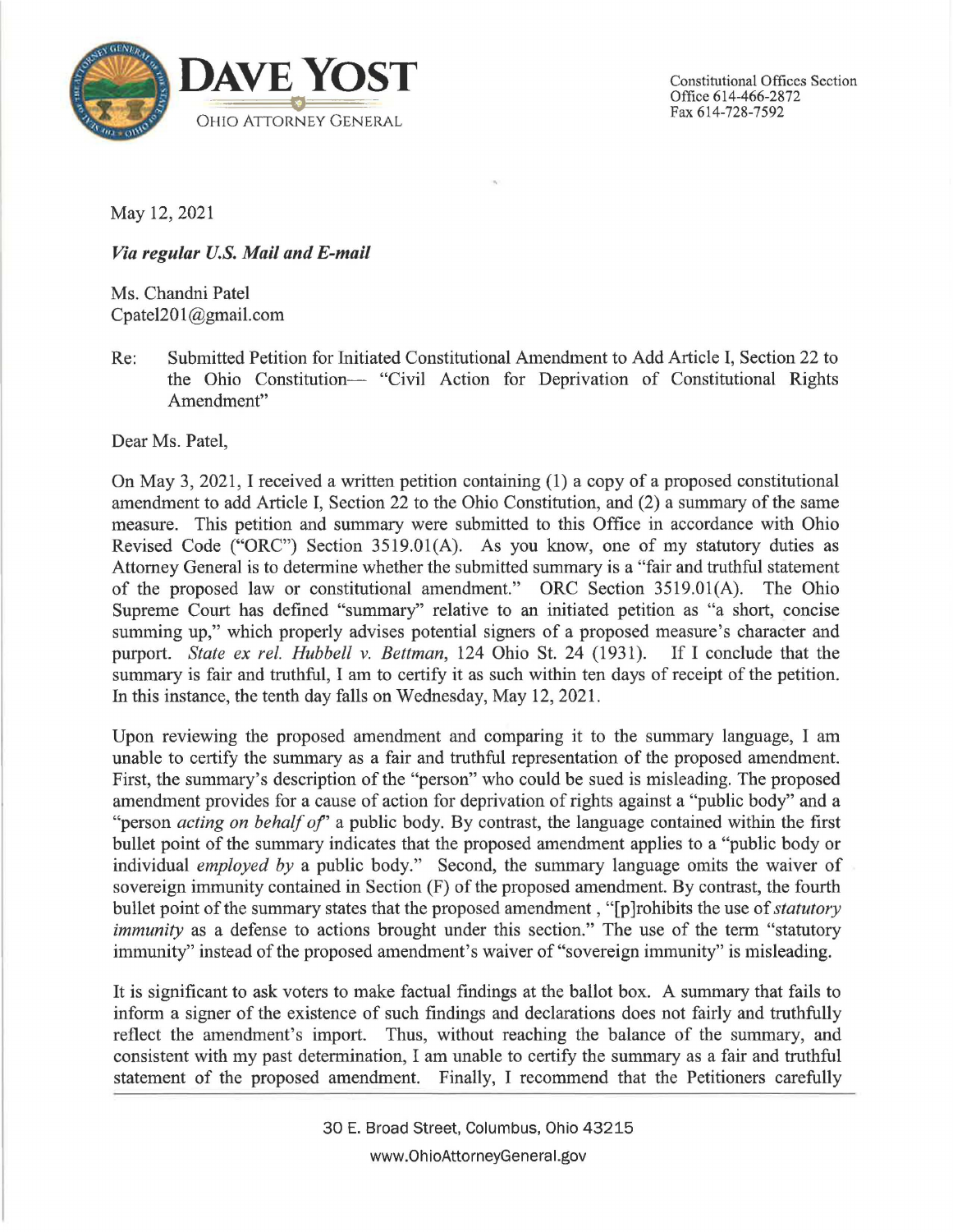**DAVE YOST**

OHIO ATTORNEY GENERAL

Constitutional Offices Section
Office 614-466-2872
Fax 614-728-7592

May 12, 2021

***Via regular U.S. Mail and E-mail***

Ms. Chandni Patel
Cpatel201@gmail.com

Re: Submitted Petition for Initiated Constitutional Amendment to Add Article I, Section 22 to the Ohio Constitution— "Civil Action for Deprivation of Constitutional Rights Amendment"

Dear Ms. Patel,

On May 3, 2021, I received a written petition containing (1) a copy of a proposed constitutional amendment to add Article I, Section 22 to the Ohio Constitution, and (2) a summary of the same measure. This petition and summary were submitted to this Office in accordance with Ohio Revised Code ("ORC") Section 3519.01(A). As you know, one of my statutory duties as Attorney General is to determine whether the submitted summary is a "fair and truthful statement of the proposed law or constitutional amendment." ORC Section 3519.01(A). The Ohio Supreme Court has defined "summary" relative to an initiated petition as "a short, concise summing up," which properly advises potential signers of a proposed measure's character and purport. *State ex rel. Hubbell v. Bettman*, 124 Ohio St. 24 (1931). If I conclude that the summary is fair and truthful, I am to certify it as such within ten days of receipt of the petition. In this instance, the tenth day falls on Wednesday, May 12, 2021.

Upon reviewing the proposed amendment and comparing it to the summary language, I am unable to certify the summary as a fair and truthful representation of the proposed amendment. First, the summary's description of the "person" who could be sued is misleading. The proposed amendment provides for a cause of action for deprivation of rights against a "public body" and a "person *acting on behalf of*" a public body. By contrast, the language contained within the first bullet point of the summary indicates that the proposed amendment applies to a "public body or individual *employed by* a public body." Second, the summary language omits the waiver of sovereign immunity contained in Section (F) of the proposed amendment. By contrast, the fourth bullet point of the summary states that the proposed amendment , "[p]rohibits the use of *statutory immunity* as a defense to actions brought under this section." The use of the term "statutory immunity" instead of the proposed amendment's waiver of "sovereign immunity" is misleading.

It is significant to ask voters to make factual findings at the ballot box. A summary that fails to inform a signer of the existence of such findings and declarations does not fairly and truthfully reflect the amendment's import. Thus, without reaching the balance of the summary, and consistent with my past determination, I am unable to certify the summary as a fair and truthful statement of the proposed amendment. Finally, I recommend that the Petitioners carefully

30 E. Broad Street, Columbus, Ohio 43215
www.OhioAttorneyGeneral.gov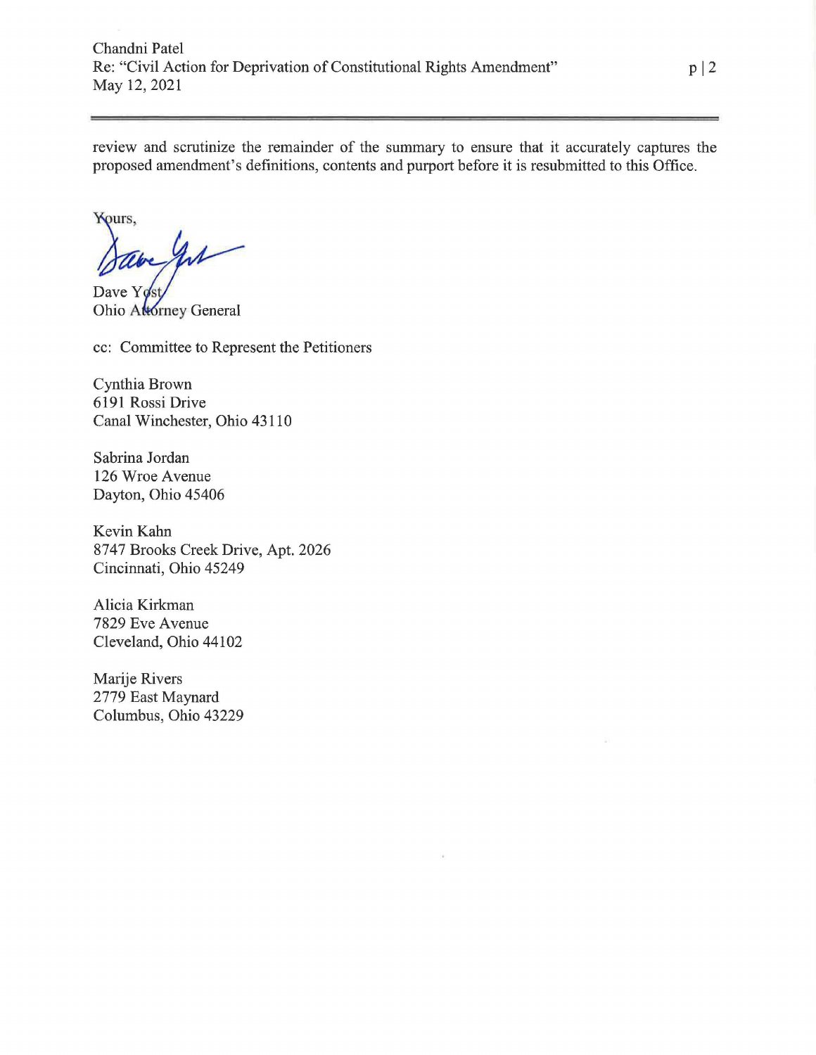review and scrutinize the remainder of the summary to ensure that it accurately captures the proposed amendment's definitions, contents and purport before it is resubmitted to this Office.

Yours,

Dave Yost
Ohio Attorney General

cc: Committee to Represent the Petitioners

Cynthia Brown
6191 Rossi Drive
Canal Winchester, Ohio 43110

Sabrina Jordan
126 Wroe Avenue
Dayton, Ohio 45406

Kevin Kahn
8747 Brooks Creek Drive, Apt. 2026
Cincinnati, Ohio 45249

Alicia Kirkman
7829 Eve Avenue
Cleveland, Ohio 44102

Marije Rivers
2779 East Maynard
Columbus, Ohio 43229